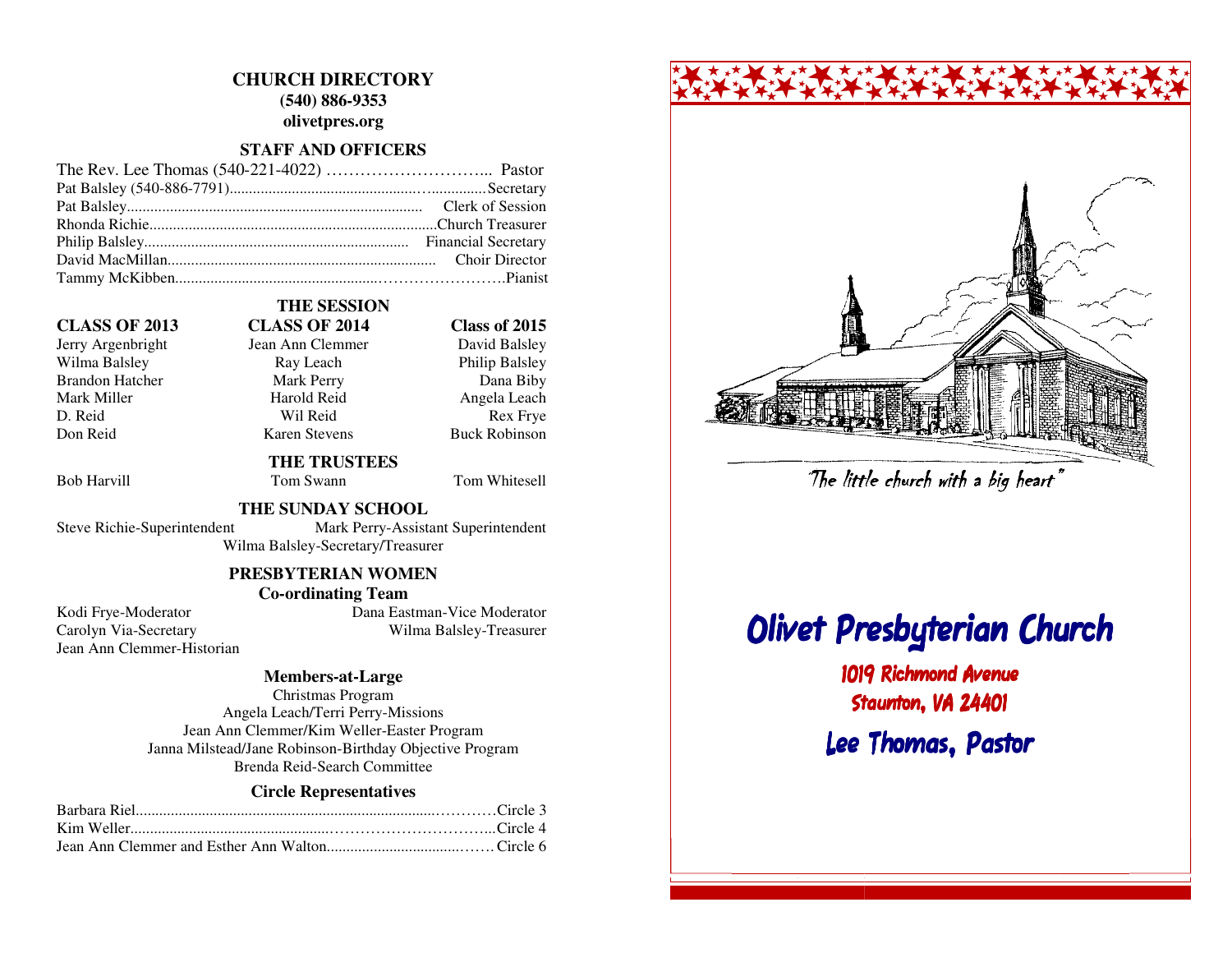# CHURCH DIRECTORY

**(540) 886-9353**

**olivetpres.org**

## STAFF AND OFFICERS

The Rev. Lee Thomas (540-221-4022) ………………………... Pastor
Pat Balsley (540-886-7791)……………………………………Secretary
Pat Balsley…………………………………………… Clerk of Session
Rhonda Richie…………………………………………Church Treasurer
Philip Balsley………………………………………… Financial Secretary
David MacMillan……………………………………………… Choir Director
Tammy McKibben…………………………………………………….Pianist

## THE SESSION

| CLASS OF 2013 | CLASS OF 2014 | Class of 2015 |
|---|---|---|
| Jerry Argenbright | Jean Ann Clemmer | David Balsley |
| Wilma Balsley | Ray Leach | Philip Balsley |
| Brandon Hatcher | Mark Perry | Dana Biby |
| Mark Miller | Harold Reid | Angela Leach |
| D. Reid | Wil Reid | Rex Frye |
| Don Reid | Karen Stevens | Buck Robinson |

## THE TRUSTEES

Bob Harvill — Tom Swann — Tom Whitesell

## THE SUNDAY SCHOOL

Steve Richie-Superintendent
Mark Perry-Assistant Superintendent
Wilma Balsley-Secretary/Treasurer

## PRESBYTERIAN WOMEN

### Co-ordinating Team

Kodi Frye-Moderator
Dana Eastman-Vice Moderator
Carolyn Via-Secretary
Wilma Balsley-Treasurer
Jean Ann Clemmer-Historian

### Members-at-Large

Christmas Program
Angela Leach/Terri Perry-Missions
Jean Ann Clemmer/Kim Weller-Easter Program
Janna Milstead/Jane Robinson-Birthday Objective Program
Brenda Reid-Search Committee

### Circle Representatives

Barbara Riel……………………………………………………Circle 3
Kim Weller………………………………………………………Circle 4
Jean Ann Clemmer and Esther Ann Walton………………………Circle 6

"The little church with a big heart"

# Olivet Presbyterian Church

**1019 Richmond Avenue**

**Staunton, VA 24401**

**Lee Thomas, Pastor**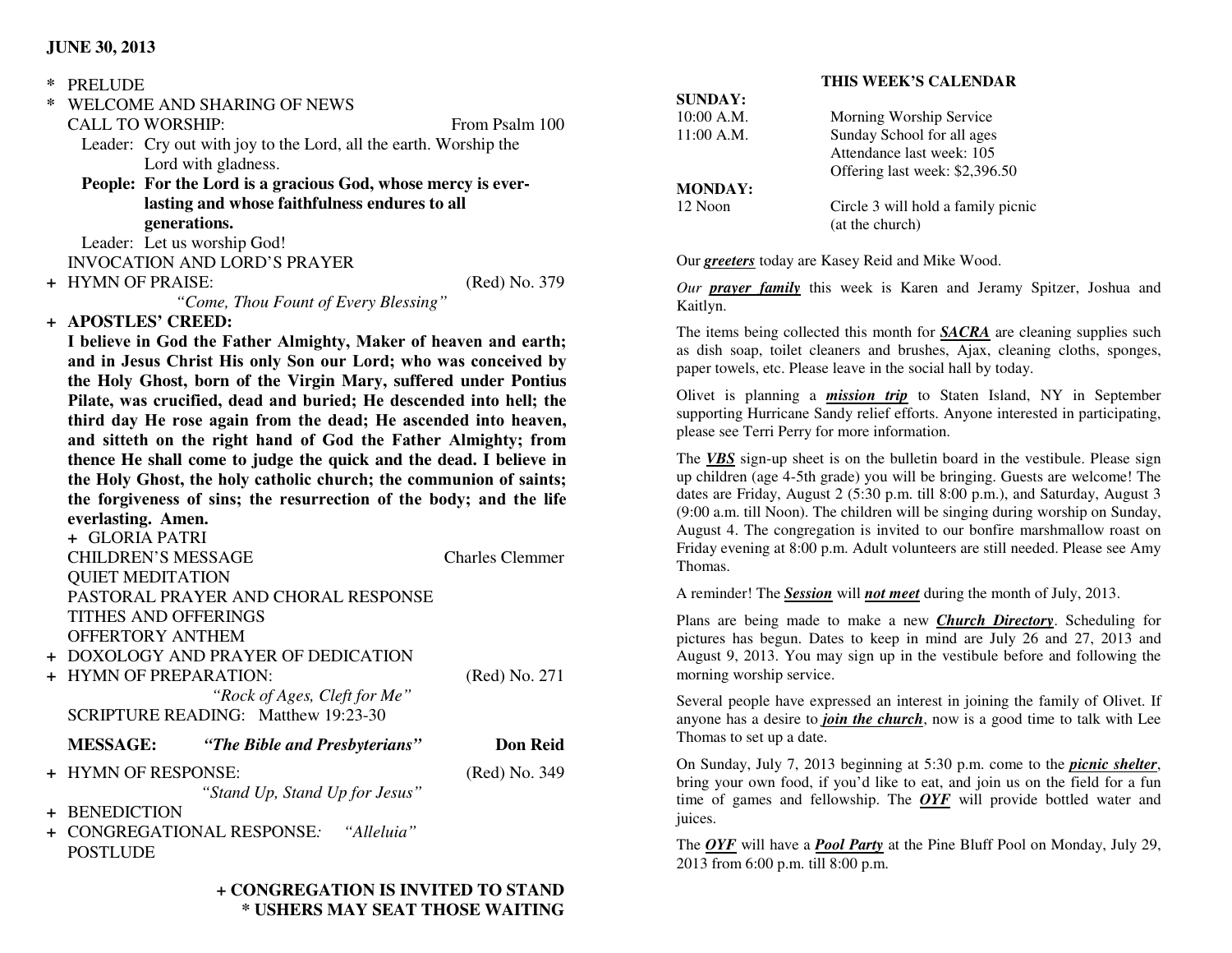**JUNE 30, 2013**

\* PRELUDE
\* WELCOME AND SHARING OF NEWS

CALL TO WORSHIP: From Psalm 100

Leader: Cry out with joy to the Lord, all the earth. Worship the Lord with gladness.

**People: For the Lord is a gracious God, whose mercy is everlasting and whose faithfulness endures to all generations.**

Leader: Let us worship God!

INVOCATION AND LORD'S PRAYER

\+ HYMN OF PRAISE: (Red) No. 379
*"Come, Thou Fount of Every Blessing"*

\+ **APOSTLES' CREED:**

**I believe in God the Father Almighty, Maker of heaven and earth; and in Jesus Christ His only Son our Lord; who was conceived by the Holy Ghost, born of the Virgin Mary, suffered under Pontius Pilate, was crucified, dead and buried; He descended into hell; the third day He rose again from the dead; He ascended into heaven, and sitteth on the right hand of God the Father Almighty; from thence He shall come to judge the quick and the dead. I believe in the Holy Ghost, the holy catholic church; the communion of saints; the forgiveness of sins; the resurrection of the body; and the life everlasting. Amen.**

\+ GLORIA PATRI

CHILDREN'S MESSAGE Charles Clemmer

QUIET MEDITATION

PASTORAL PRAYER AND CHORAL RESPONSE

TITHES AND OFFERINGS

OFFERTORY ANTHEM

\+ DOXOLOGY AND PRAYER OF DEDICATION

\+ HYMN OF PREPARATION: (Red) No. 271
*"Rock of Ages, Cleft for Me"*

SCRIPTURE READING: Matthew 19:23-30

**MESSAGE:** ***"The Bible and Presbyterians"*** **Don Reid**

\+ HYMN OF RESPONSE: (Red) No. 349
*"Stand Up, Stand Up for Jesus"*

\+ BENEDICTION

\+ CONGREGATIONAL RESPONSE: *"Alleluia"*

POSTLUDE

**+ CONGREGATION IS INVITED TO STAND**
**\* USHERS MAY SEAT THOSE WAITING**

## THIS WEEK'S CALENDAR

**SUNDAY:**

| | |
|---|---|
| 10:00 A.M. | Morning Worship Service |
| 11:00 A.M. | Sunday School for all ages<br>Attendance last week: 105<br>Offering last week: $2,396.50 |

**MONDAY:**

| | |
|---|---|
| 12 Noon | Circle 3 will hold a family picnic (at the church) |

Our ***greeters*** today are Kasey Reid and Mike Wood.

*Our* ***prayer family*** this week is Karen and Jeramy Spitzer, Joshua and Kaitlyn.

The items being collected this month for ***SACRA*** are cleaning supplies such as dish soap, toilet cleaners and brushes, Ajax, cleaning cloths, sponges, paper towels, etc. Please leave in the social hall by today.

Olivet is planning a ***mission trip*** to Staten Island, NY in September supporting Hurricane Sandy relief efforts. Anyone interested in participating, please see Terri Perry for more information.

The ***VBS*** sign-up sheet is on the bulletin board in the vestibule. Please sign up children (age 4-5th grade) you will be bringing. Guests are welcome! The dates are Friday, August 2 (5:30 p.m. till 8:00 p.m.), and Saturday, August 3 (9:00 a.m. till Noon). The children will be singing during worship on Sunday, August 4. The congregation is invited to our bonfire marshmallow roast on Friday evening at 8:00 p.m. Adult volunteers are still needed. Please see Amy Thomas.

A reminder! The ***Session*** will ***not meet*** during the month of July, 2013.

Plans are being made to make a new ***Church Directory***. Scheduling for pictures has begun. Dates to keep in mind are July 26 and 27, 2013 and August 9, 2013. You may sign up in the vestibule before and following the morning worship service.

Several people have expressed an interest in joining the family of Olivet. If anyone has a desire to ***join the church***, now is a good time to talk with Lee Thomas to set up a date.

On Sunday, July 7, 2013 beginning at 5:30 p.m. come to the ***picnic shelter***, bring your own food, if you'd like to eat, and join us on the field for a fun time of games and fellowship. The ***OYF*** will provide bottled water and juices.

The ***OYF*** will have a ***Pool Party*** at the Pine Bluff Pool on Monday, July 29, 2013 from 6:00 p.m. till 8:00 p.m.